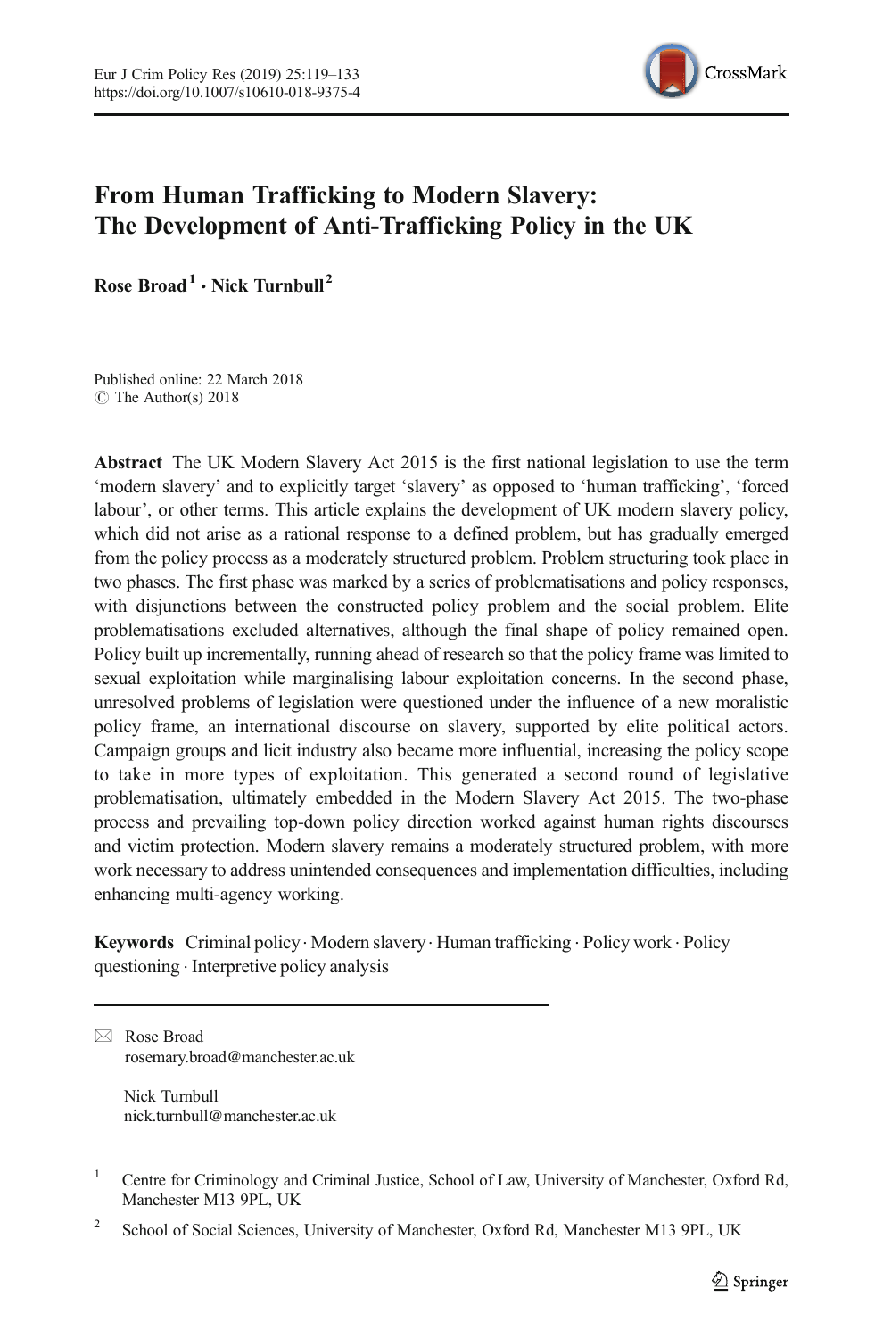# From Human Trafficking to Modern Slavery: The Development of Anti-Trafficking Policy in the UK

**Rose Broad**[1] **· Nick Turnbull**[2]

Published online: 22 March 2018
© The Author(s) 2018

**Abstract** The UK Modern Slavery Act 2015 is the first national legislation to use the term 'modern slavery' and to explicitly target 'slavery' as opposed to 'human trafficking', 'forced labour', or other terms. This article explains the development of UK modern slavery policy, which did not arise as a rational response to a defined problem, but has gradually emerged from the policy process as a moderately structured problem. Problem structuring took place in two phases. The first phase was marked by a series of problematisations and policy responses, with disjunctions between the constructed policy problem and the social problem. Elite problematisations excluded alternatives, although the final shape of policy remained open. Policy built up incrementally, running ahead of research so that the policy frame was limited to sexual exploitation while marginalising labour exploitation concerns. In the second phase, unresolved problems of legislation were questioned under the influence of a new moralistic policy frame, an international discourse on slavery, supported by elite political actors. Campaign groups and licit industry also became more influential, increasing the policy scope to take in more types of exploitation. This generated a second round of legislative problematisation, ultimately embedded in the Modern Slavery Act 2015. The two-phase process and prevailing top-down policy direction worked against human rights discourses and victim protection. Modern slavery remains a moderately structured problem, with more work necessary to address unintended consequences and implementation difficulties, including enhancing multi-agency working.

**Keywords** Criminal policy · Modern slavery · Human trafficking · Policy work · Policy questioning · Interpretive policy analysis

✉ Rose Broad
rosemary.broad@manchester.ac.uk

Nick Turnbull
nick.turnbull@manchester.ac.uk

[1] Centre for Criminology and Criminal Justice, School of Law, University of Manchester, Oxford Rd, Manchester M13 9PL, UK

[2] School of Social Sciences, University of Manchester, Oxford Rd, Manchester M13 9PL, UK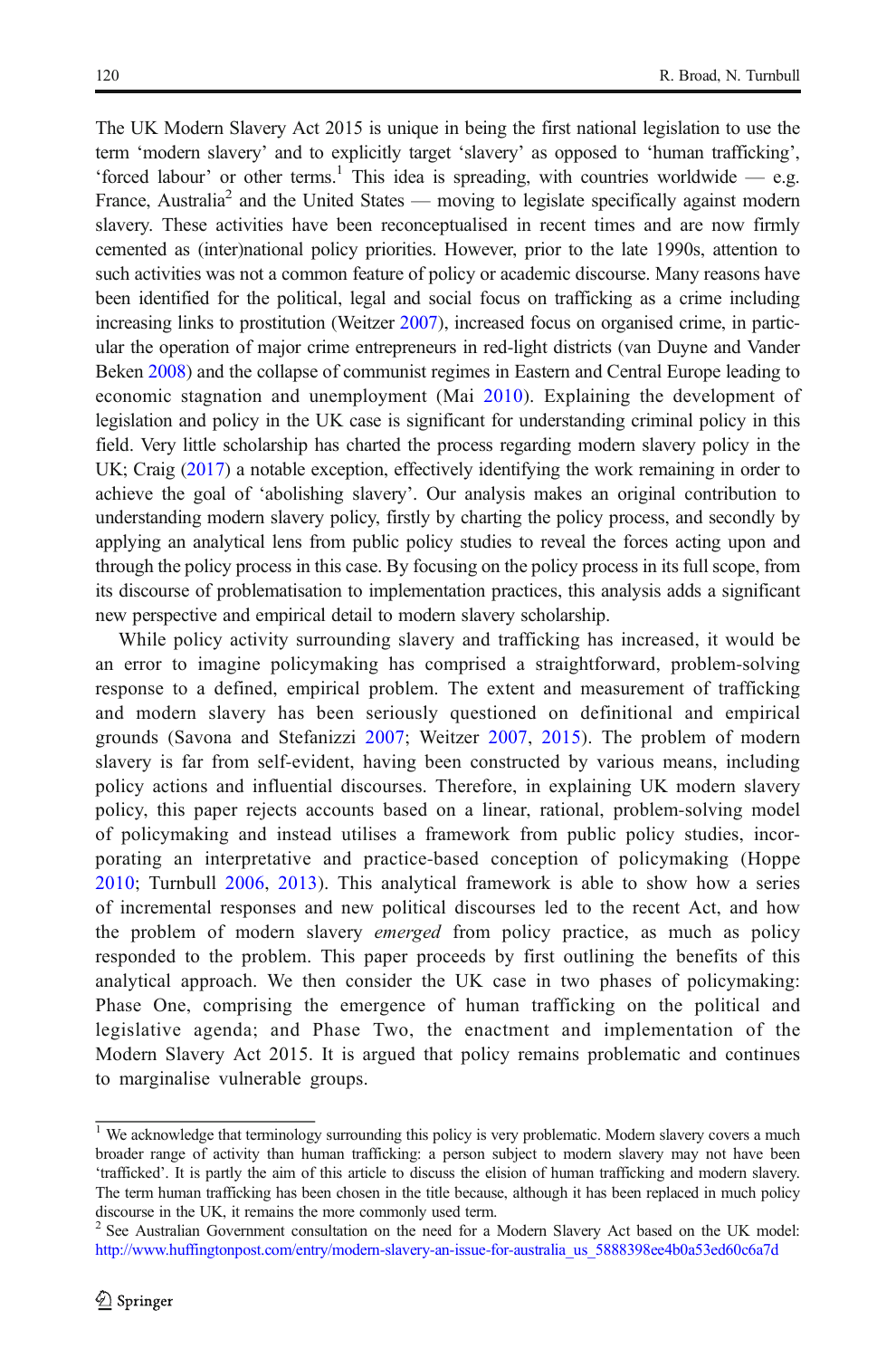The UK Modern Slavery Act 2015 is unique in being the first national legislation to use the term 'modern slavery' and to explicitly target 'slavery' as opposed to 'human trafficking', 'forced labour' or other terms.[1] This idea is spreading, with countries worldwide — e.g. France, Australia[2] and the United States — moving to legislate specifically against modern slavery. These activities have been reconceptualised in recent times and are now firmly cemented as (inter)national policy priorities. However, prior to the late 1990s, attention to such activities was not a common feature of policy or academic discourse. Many reasons have been identified for the political, legal and social focus on trafficking as a crime including increasing links to prostitution (Weitzer 2007), increased focus on organised crime, in particular the operation of major crime entrepreneurs in red-light districts (van Duyne and Vander Beken 2008) and the collapse of communist regimes in Eastern and Central Europe leading to economic stagnation and unemployment (Mai 2010). Explaining the development of legislation and policy in the UK case is significant for understanding criminal policy in this field. Very little scholarship has charted the process regarding modern slavery policy in the UK; Craig (2017) a notable exception, effectively identifying the work remaining in order to achieve the goal of 'abolishing slavery'. Our analysis makes an original contribution to understanding modern slavery policy, firstly by charting the policy process, and secondly by applying an analytical lens from public policy studies to reveal the forces acting upon and through the policy process in this case. By focusing on the policy process in its full scope, from its discourse of problematisation to implementation practices, this analysis adds a significant new perspective and empirical detail to modern slavery scholarship.

While policy activity surrounding slavery and trafficking has increased, it would be an error to imagine policymaking has comprised a straightforward, problem-solving response to a defined, empirical problem. The extent and measurement of trafficking and modern slavery has been seriously questioned on definitional and empirical grounds (Savona and Stefanizzi 2007; Weitzer 2007, 2015). The problem of modern slavery is far from self-evident, having been constructed by various means, including policy actions and influential discourses. Therefore, in explaining UK modern slavery policy, this paper rejects accounts based on a linear, rational, problem-solving model of policymaking and instead utilises a framework from public policy studies, incorporating an interpretative and practice-based conception of policymaking (Hoppe 2010; Turnbull 2006, 2013). This analytical framework is able to show how a series of incremental responses and new political discourses led to the recent Act, and how the problem of modern slavery *emerged* from policy practice, as much as policy responded to the problem. This paper proceeds by first outlining the benefits of this analytical approach. We then consider the UK case in two phases of policymaking: Phase One, comprising the emergence of human trafficking on the political and legislative agenda; and Phase Two, the enactment and implementation of the Modern Slavery Act 2015. It is argued that policy remains problematic and continues to marginalise vulnerable groups.

---

[1] We acknowledge that terminology surrounding this policy is very problematic. Modern slavery covers a much broader range of activity than human trafficking: a person subject to modern slavery may not have been 'trafficked'. It is partly the aim of this article to discuss the elision of human trafficking and modern slavery. The term human trafficking has been chosen in the title because, although it has been replaced in much policy discourse in the UK, it remains the more commonly used term.

[2] See Australian Government consultation on the need for a Modern Slavery Act based on the UK model: http://www.huffingtonpost.com/entry/modern-slavery-an-issue-for-australia_us_5888398ee4b0a53ed60c6a7d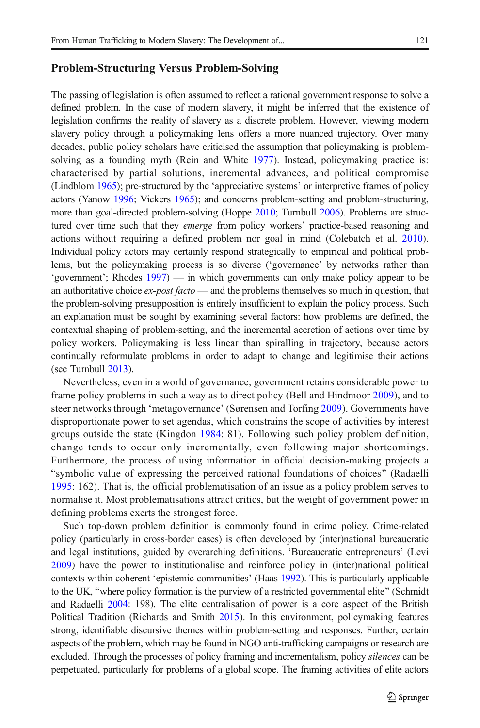## Problem-Structuring Versus Problem-Solving

The passing of legislation is often assumed to reflect a rational government response to solve a defined problem. In the case of modern slavery, it might be inferred that the existence of legislation confirms the reality of slavery as a discrete problem. However, viewing modern slavery policy through a policymaking lens offers a more nuanced trajectory. Over many decades, public policy scholars have criticised the assumption that policymaking is problem-solving as a founding myth (Rein and White 1977). Instead, policymaking practice is: characterised by partial solutions, incremental advances, and political compromise (Lindblom 1965); pre-structured by the 'appreciative systems' or interpretive frames of policy actors (Yanow 1996; Vickers 1965); and concerns problem-setting and problem-structuring, more than goal-directed problem-solving (Hoppe 2010; Turnbull 2006). Problems are structured over time such that they *emerge* from policy workers' practice-based reasoning and actions without requiring a defined problem nor goal in mind (Colebatch et al. 2010). Individual policy actors may certainly respond strategically to empirical and political problems, but the policymaking process is so diverse ('governance' by networks rather than 'government'; Rhodes 1997) — in which governments can only make policy appear to be an authoritative choice *ex-post facto* — and the problems themselves so much in question, that the problem-solving presupposition is entirely insufficient to explain the policy process. Such an explanation must be sought by examining several factors: how problems are defined, the contextual shaping of problem-setting, and the incremental accretion of actions over time by policy workers. Policymaking is less linear than spiralling in trajectory, because actors continually reformulate problems in order to adapt to change and legitimise their actions (see Turnbull 2013).

Nevertheless, even in a world of governance, government retains considerable power to frame policy problems in such a way as to direct policy (Bell and Hindmoor 2009), and to steer networks through 'metagovernance' (Sørensen and Torfing 2009). Governments have disproportionate power to set agendas, which constrains the scope of activities by interest groups outside the state (Kingdon 1984: 81). Following such policy problem definition, change tends to occur only incrementally, even following major shortcomings. Furthermore, the process of using information in official decision-making projects a "symbolic value of expressing the perceived rational foundations of choices" (Radaelli 1995: 162). That is, the official problematisation of an issue as a policy problem serves to normalise it. Most problematisations attract critics, but the weight of government power in defining problems exerts the strongest force.

Such top-down problem definition is commonly found in crime policy. Crime-related policy (particularly in cross-border cases) is often developed by (inter)national bureaucratic and legal institutions, guided by overarching definitions. 'Bureaucratic entrepreneurs' (Levi 2009) have the power to institutionalise and reinforce policy in (inter)national political contexts within coherent 'epistemic communities' (Haas 1992). This is particularly applicable to the UK, "where policy formation is the purview of a restricted governmental elite" (Schmidt and Radaelli 2004: 198). The elite centralisation of power is a core aspect of the British Political Tradition (Richards and Smith 2015). In this environment, policymaking features strong, identifiable discursive themes within problem-setting and responses. Further, certain aspects of the problem, which may be found in NGO anti-trafficking campaigns or research are excluded. Through the processes of policy framing and incrementalism, policy *silences* can be perpetuated, particularly for problems of a global scope. The framing activities of elite actors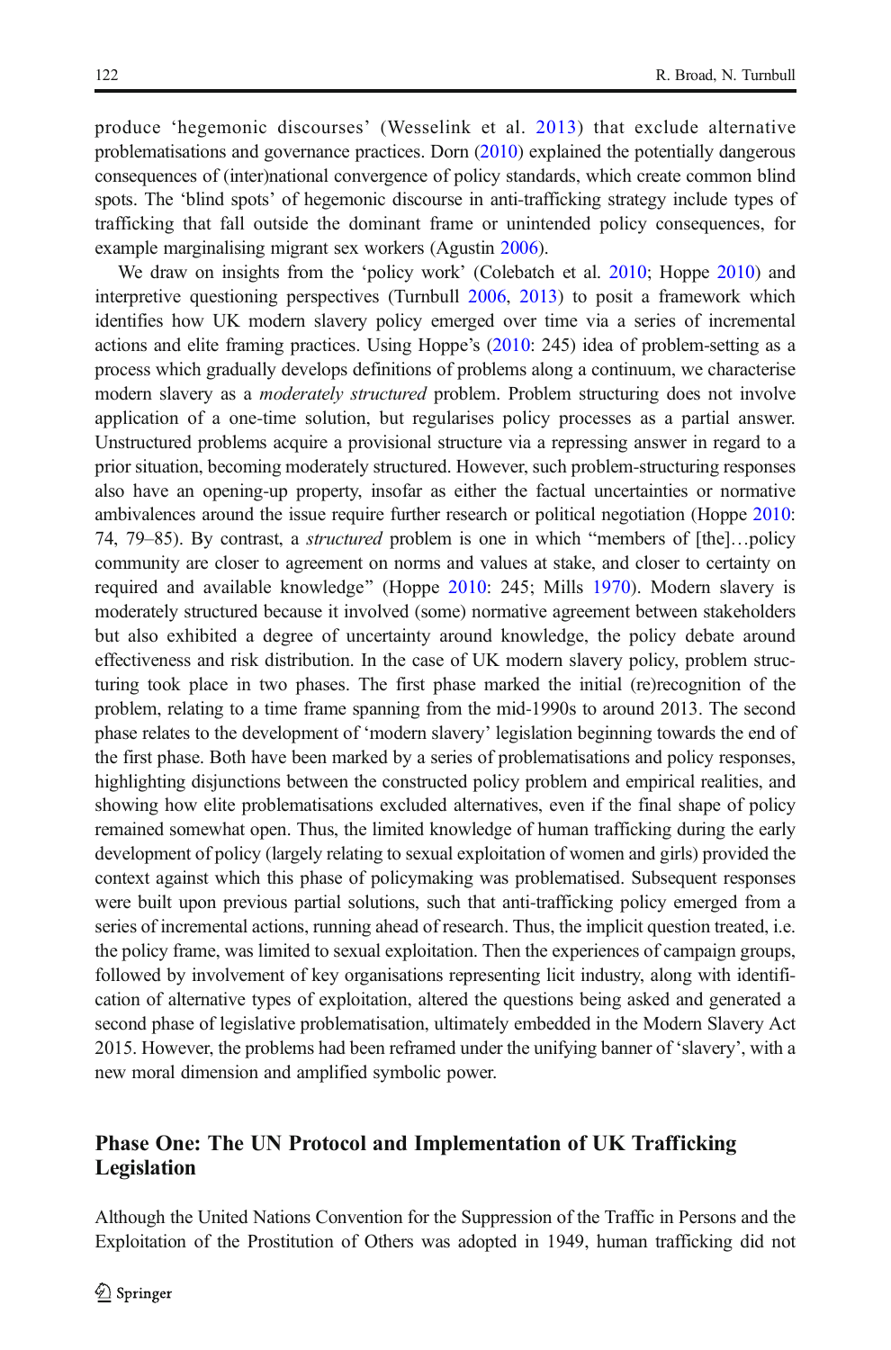produce 'hegemonic discourses' (Wesselink et al. 2013) that exclude alternative problematisations and governance practices. Dorn (2010) explained the potentially dangerous consequences of (inter)national convergence of policy standards, which create common blind spots. The 'blind spots' of hegemonic discourse in anti-trafficking strategy include types of trafficking that fall outside the dominant frame or unintended policy consequences, for example marginalising migrant sex workers (Agustin 2006).

We draw on insights from the 'policy work' (Colebatch et al. 2010; Hoppe 2010) and interpretive questioning perspectives (Turnbull 2006, 2013) to posit a framework which identifies how UK modern slavery policy emerged over time via a series of incremental actions and elite framing practices. Using Hoppe's (2010: 245) idea of problem-setting as a process which gradually develops definitions of problems along a continuum, we characterise modern slavery as a *moderately structured* problem. Problem structuring does not involve application of a one-time solution, but regularises policy processes as a partial answer. Unstructured problems acquire a provisional structure via a repressing answer in regard to a prior situation, becoming moderately structured. However, such problem-structuring responses also have an opening-up property, insofar as either the factual uncertainties or normative ambivalences around the issue require further research or political negotiation (Hoppe 2010: 74, 79–85). By contrast, a *structured* problem is one in which "members of [the]…policy community are closer to agreement on norms and values at stake, and closer to certainty on required and available knowledge" (Hoppe 2010: 245; Mills 1970). Modern slavery is moderately structured because it involved (some) normative agreement between stakeholders but also exhibited a degree of uncertainty around knowledge, the policy debate around effectiveness and risk distribution. In the case of UK modern slavery policy, problem structuring took place in two phases. The first phase marked the initial (re)recognition of the problem, relating to a time frame spanning from the mid-1990s to around 2013. The second phase relates to the development of 'modern slavery' legislation beginning towards the end of the first phase. Both have been marked by a series of problematisations and policy responses, highlighting disjunctions between the constructed policy problem and empirical realities, and showing how elite problematisations excluded alternatives, even if the final shape of policy remained somewhat open. Thus, the limited knowledge of human trafficking during the early development of policy (largely relating to sexual exploitation of women and girls) provided the context against which this phase of policymaking was problematised. Subsequent responses were built upon previous partial solutions, such that anti-trafficking policy emerged from a series of incremental actions, running ahead of research. Thus, the implicit question treated, i.e. the policy frame, was limited to sexual exploitation. Then the experiences of campaign groups, followed by involvement of key organisations representing licit industry, along with identification of alternative types of exploitation, altered the questions being asked and generated a second phase of legislative problematisation, ultimately embedded in the Modern Slavery Act 2015. However, the problems had been reframed under the unifying banner of 'slavery', with a new moral dimension and amplified symbolic power.

## Phase One: The UN Protocol and Implementation of UK Trafficking Legislation

Although the United Nations Convention for the Suppression of the Traffic in Persons and the Exploitation of the Prostitution of Others was adopted in 1949, human trafficking did not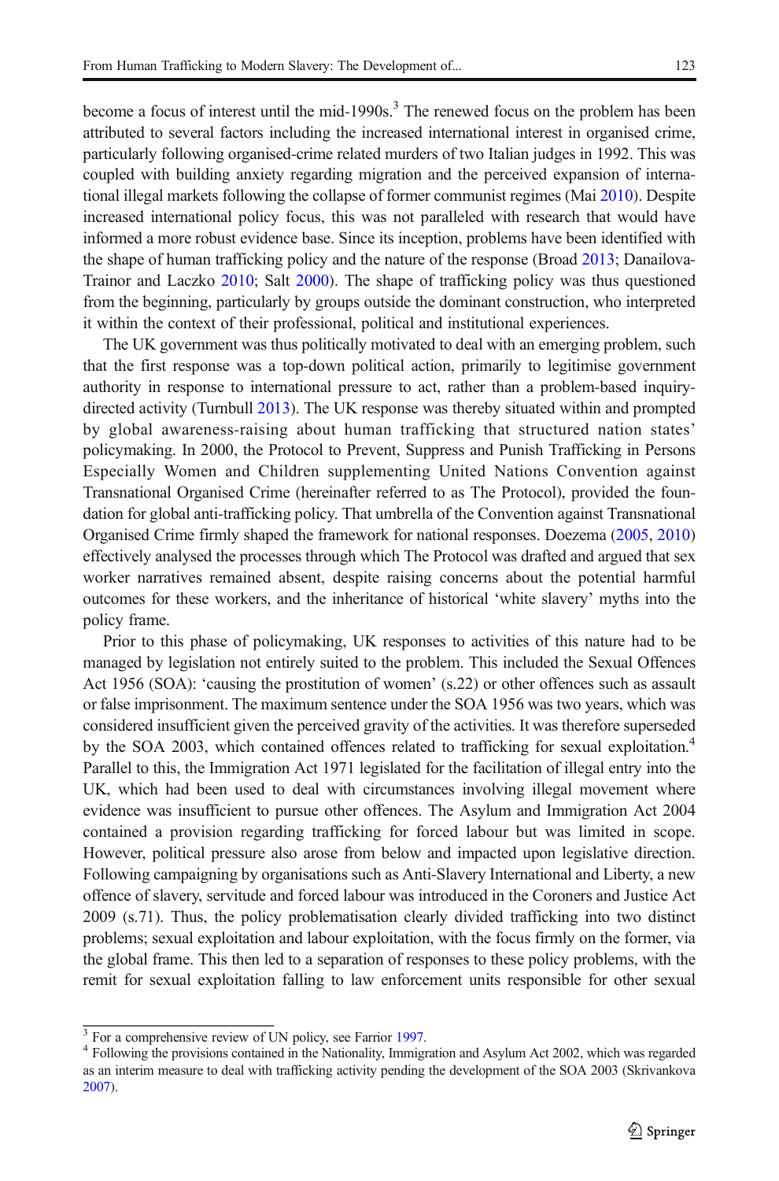become a focus of interest until the mid-1990s.[3] The renewed focus on the problem has been attributed to several factors including the increased international interest in organised crime, particularly following organised-crime related murders of two Italian judges in 1992. This was coupled with building anxiety regarding migration and the perceived expansion of international illegal markets following the collapse of former communist regimes (Mai 2010). Despite increased international policy focus, this was not paralleled with research that would have informed a more robust evidence base. Since its inception, problems have been identified with the shape of human trafficking policy and the nature of the response (Broad 2013; Danailova-Trainor and Laczko 2010; Salt 2000). The shape of trafficking policy was thus questioned from the beginning, particularly by groups outside the dominant construction, who interpreted it within the context of their professional, political and institutional experiences.

The UK government was thus politically motivated to deal with an emerging problem, such that the first response was a top-down political action, primarily to legitimise government authority in response to international pressure to act, rather than a problem-based inquiry-directed activity (Turnbull 2013). The UK response was thereby situated within and prompted by global awareness-raising about human trafficking that structured nation states' policymaking. In 2000, the Protocol to Prevent, Suppress and Punish Trafficking in Persons Especially Women and Children supplementing United Nations Convention against Transnational Organised Crime (hereinafter referred to as The Protocol), provided the foundation for global anti-trafficking policy. That umbrella of the Convention against Transnational Organised Crime firmly shaped the framework for national responses. Doezema (2005, 2010) effectively analysed the processes through which The Protocol was drafted and argued that sex worker narratives remained absent, despite raising concerns about the potential harmful outcomes for these workers, and the inheritance of historical 'white slavery' myths into the policy frame.

Prior to this phase of policymaking, UK responses to activities of this nature had to be managed by legislation not entirely suited to the problem. This included the Sexual Offences Act 1956 (SOA): 'causing the prostitution of women' (s.22) or other offences such as assault or false imprisonment. The maximum sentence under the SOA 1956 was two years, which was considered insufficient given the perceived gravity of the activities. It was therefore superseded by the SOA 2003, which contained offences related to trafficking for sexual exploitation.[4] Parallel to this, the Immigration Act 1971 legislated for the facilitation of illegal entry into the UK, which had been used to deal with circumstances involving illegal movement where evidence was insufficient to pursue other offences. The Asylum and Immigration Act 2004 contained a provision regarding trafficking for forced labour but was limited in scope. However, political pressure also arose from below and impacted upon legislative direction. Following campaigning by organisations such as Anti-Slavery International and Liberty, a new offence of slavery, servitude and forced labour was introduced in the Coroners and Justice Act 2009 (s.71). Thus, the policy problematisation clearly divided trafficking into two distinct problems; sexual exploitation and labour exploitation, with the focus firmly on the former, via the global frame. This then led to a separation of responses to these policy problems, with the remit for sexual exploitation falling to law enforcement units responsible for other sexual

[3] For a comprehensive review of UN policy, see Farrior 1997.

[4] Following the provisions contained in the Nationality, Immigration and Asylum Act 2002, which was regarded as an interim measure to deal with trafficking activity pending the development of the SOA 2003 (Skrivankova 2007).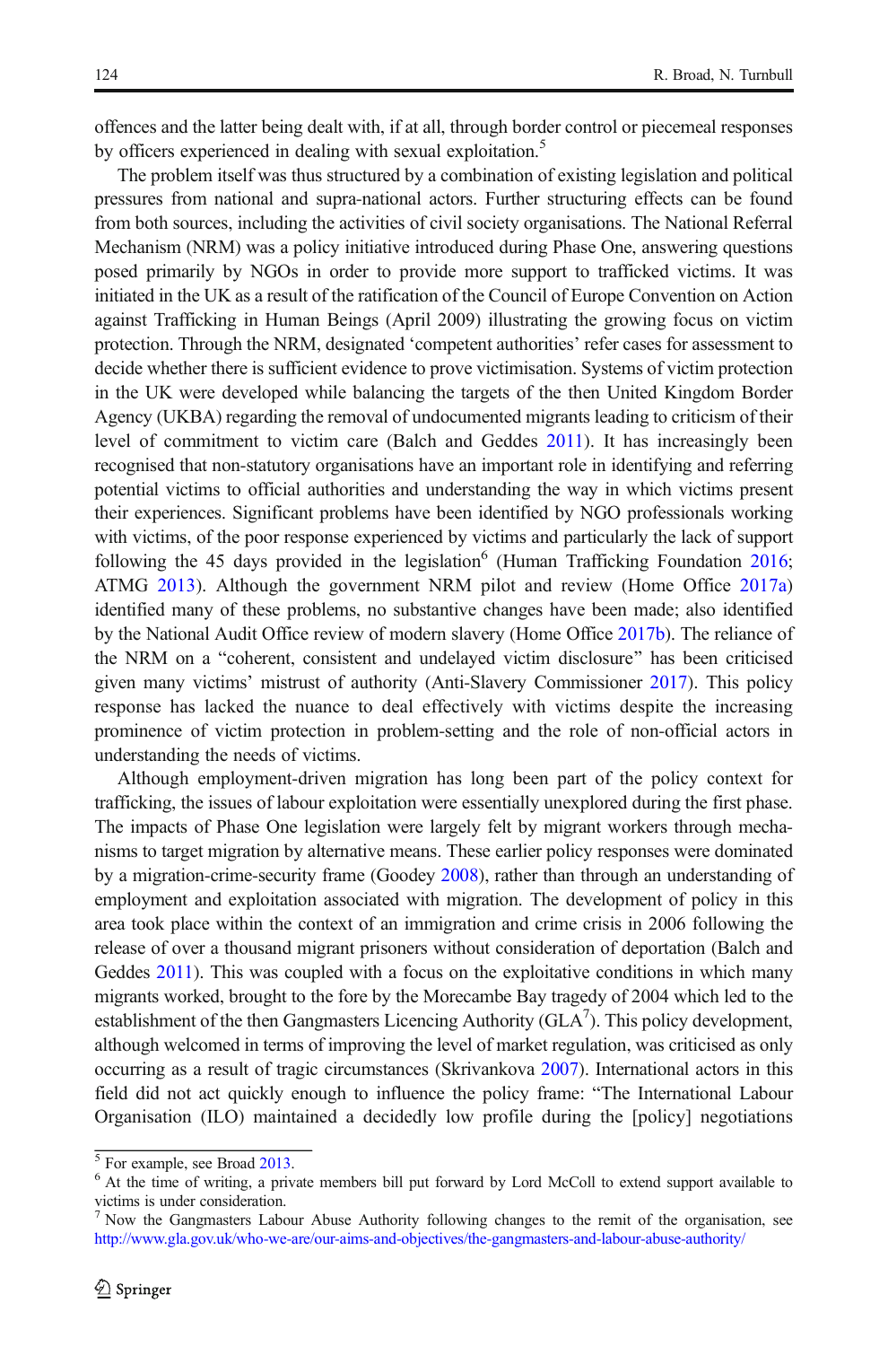offences and the latter being dealt with, if at all, through border control or piecemeal responses by officers experienced in dealing with sexual exploitation.[5]

The problem itself was thus structured by a combination of existing legislation and political pressures from national and supra-national actors. Further structuring effects can be found from both sources, including the activities of civil society organisations. The National Referral Mechanism (NRM) was a policy initiative introduced during Phase One, answering questions posed primarily by NGOs in order to provide more support to trafficked victims. It was initiated in the UK as a result of the ratification of the Council of Europe Convention on Action against Trafficking in Human Beings (April 2009) illustrating the growing focus on victim protection. Through the NRM, designated 'competent authorities' refer cases for assessment to decide whether there is sufficient evidence to prove victimisation. Systems of victim protection in the UK were developed while balancing the targets of the then United Kingdom Border Agency (UKBA) regarding the removal of undocumented migrants leading to criticism of their level of commitment to victim care (Balch and Geddes 2011). It has increasingly been recognised that non-statutory organisations have an important role in identifying and referring potential victims to official authorities and understanding the way in which victims present their experiences. Significant problems have been identified by NGO professionals working with victims, of the poor response experienced by victims and particularly the lack of support following the 45 days provided in the legislation[6] (Human Trafficking Foundation 2016; ATMG 2013). Although the government NRM pilot and review (Home Office 2017a) identified many of these problems, no substantive changes have been made; also identified by the National Audit Office review of modern slavery (Home Office 2017b). The reliance of the NRM on a "coherent, consistent and undelayed victim disclosure" has been criticised given many victims' mistrust of authority (Anti-Slavery Commissioner 2017). This policy response has lacked the nuance to deal effectively with victims despite the increasing prominence of victim protection in problem-setting and the role of non-official actors in understanding the needs of victims.

Although employment-driven migration has long been part of the policy context for trafficking, the issues of labour exploitation were essentially unexplored during the first phase. The impacts of Phase One legislation were largely felt by migrant workers through mechanisms to target migration by alternative means. These earlier policy responses were dominated by a migration-crime-security frame (Goodey 2008), rather than through an understanding of employment and exploitation associated with migration. The development of policy in this area took place within the context of an immigration and crime crisis in 2006 following the release of over a thousand migrant prisoners without consideration of deportation (Balch and Geddes 2011). This was coupled with a focus on the exploitative conditions in which many migrants worked, brought to the fore by the Morecambe Bay tragedy of 2004 which led to the establishment of the then Gangmasters Licencing Authority (GLA[7]). This policy development, although welcomed in terms of improving the level of market regulation, was criticised as only occurring as a result of tragic circumstances (Skrivankova 2007). International actors in this field did not act quickly enough to influence the policy frame: "The International Labour Organisation (ILO) maintained a decidedly low profile during the [policy] negotiations

[5] For example, see Broad 2013.

[6] At the time of writing, a private members bill put forward by Lord McColl to extend support available to victims is under consideration.

[7] Now the Gangmasters Labour Abuse Authority following changes to the remit of the organisation, see http://www.gla.gov.uk/who-we-are/our-aims-and-objectives/the-gangmasters-and-labour-abuse-authority/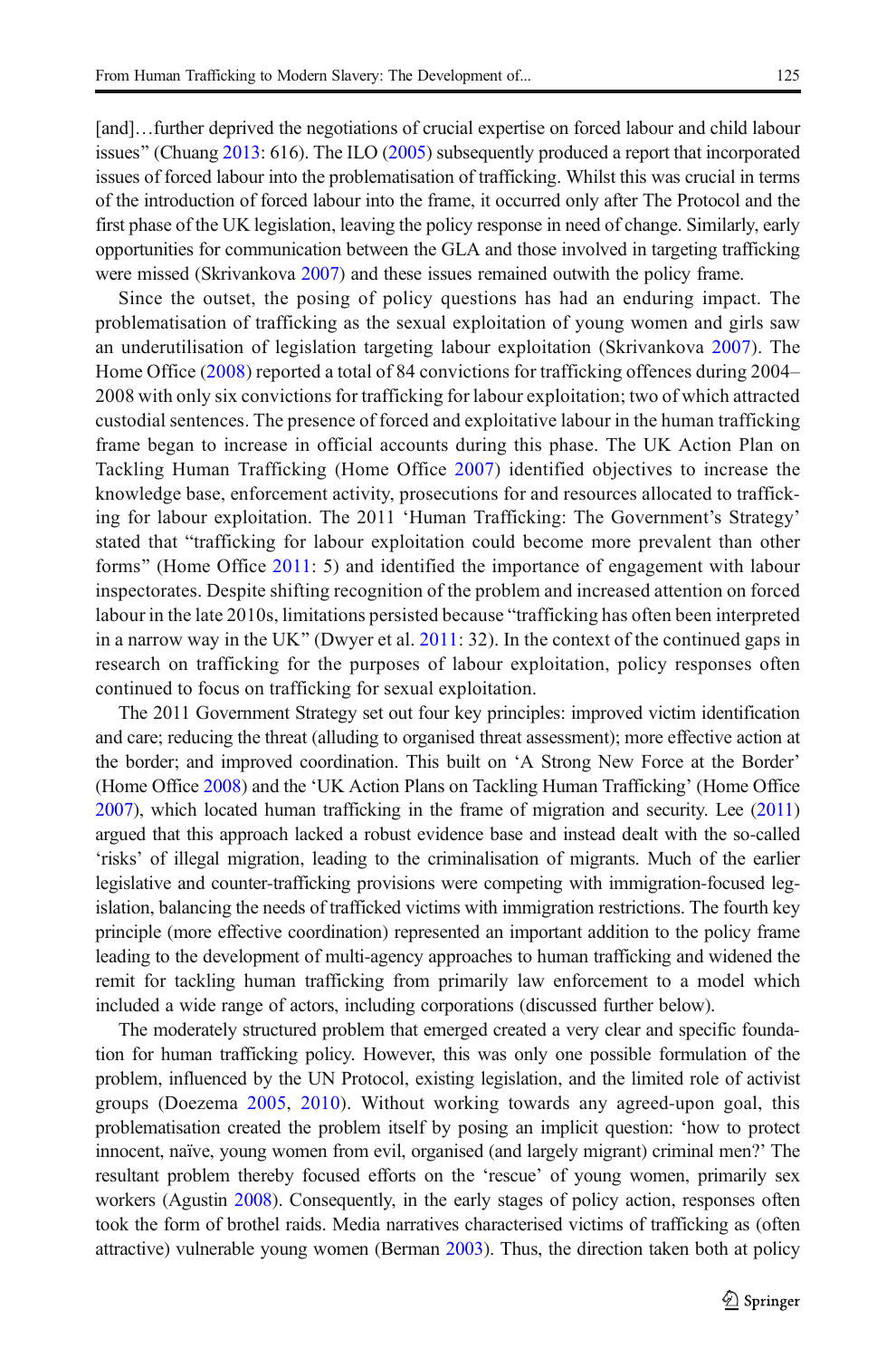[and]…further deprived the negotiations of crucial expertise on forced labour and child labour issues" (Chuang 2013: 616). The ILO (2005) subsequently produced a report that incorporated issues of forced labour into the problematisation of trafficking. Whilst this was crucial in terms of the introduction of forced labour into the frame, it occurred only after The Protocol and the first phase of the UK legislation, leaving the policy response in need of change. Similarly, early opportunities for communication between the GLA and those involved in targeting trafficking were missed (Skrivankova 2007) and these issues remained outwith the policy frame.

Since the outset, the posing of policy questions has had an enduring impact. The problematisation of trafficking as the sexual exploitation of young women and girls saw an underutilisation of legislation targeting labour exploitation (Skrivankova 2007). The Home Office (2008) reported a total of 84 convictions for trafficking offences during 2004–2008 with only six convictions for trafficking for labour exploitation; two of which attracted custodial sentences. The presence of forced and exploitative labour in the human trafficking frame began to increase in official accounts during this phase. The UK Action Plan on Tackling Human Trafficking (Home Office 2007) identified objectives to increase the knowledge base, enforcement activity, prosecutions for and resources allocated to trafficking for labour exploitation. The 2011 'Human Trafficking: The Government's Strategy' stated that "trafficking for labour exploitation could become more prevalent than other forms" (Home Office 2011: 5) and identified the importance of engagement with labour inspectorates. Despite shifting recognition of the problem and increased attention on forced labour in the late 2010s, limitations persisted because "trafficking has often been interpreted in a narrow way in the UK" (Dwyer et al. 2011: 32). In the context of the continued gaps in research on trafficking for the purposes of labour exploitation, policy responses often continued to focus on trafficking for sexual exploitation.

The 2011 Government Strategy set out four key principles: improved victim identification and care; reducing the threat (alluding to organised threat assessment); more effective action at the border; and improved coordination. This built on 'A Strong New Force at the Border' (Home Office 2008) and the 'UK Action Plans on Tackling Human Trafficking' (Home Office 2007), which located human trafficking in the frame of migration and security. Lee (2011) argued that this approach lacked a robust evidence base and instead dealt with the so-called 'risks' of illegal migration, leading to the criminalisation of migrants. Much of the earlier legislative and counter-trafficking provisions were competing with immigration-focused legislation, balancing the needs of trafficked victims with immigration restrictions. The fourth key principle (more effective coordination) represented an important addition to the policy frame leading to the development of multi-agency approaches to human trafficking and widened the remit for tackling human trafficking from primarily law enforcement to a model which included a wide range of actors, including corporations (discussed further below).

The moderately structured problem that emerged created a very clear and specific foundation for human trafficking policy. However, this was only one possible formulation of the problem, influenced by the UN Protocol, existing legislation, and the limited role of activist groups (Doezema 2005, 2010). Without working towards any agreed-upon goal, this problematisation created the problem itself by posing an implicit question: 'how to protect innocent, naïve, young women from evil, organised (and largely migrant) criminal men?' The resultant problem thereby focused efforts on the 'rescue' of young women, primarily sex workers (Agustin 2008). Consequently, in the early stages of policy action, responses often took the form of brothel raids. Media narratives characterised victims of trafficking as (often attractive) vulnerable young women (Berman 2003). Thus, the direction taken both at policy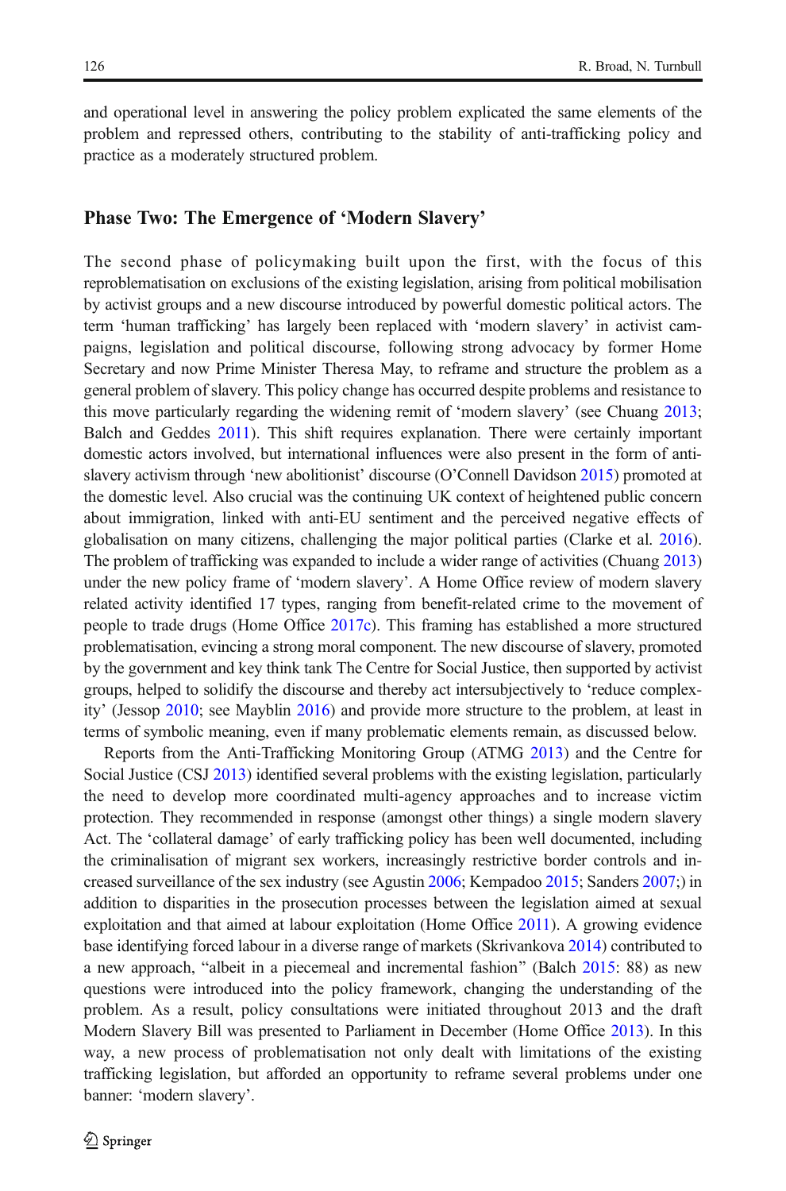and operational level in answering the policy problem explicated the same elements of the problem and repressed others, contributing to the stability of anti-trafficking policy and practice as a moderately structured problem.

## Phase Two: The Emergence of 'Modern Slavery'

The second phase of policymaking built upon the first, with the focus of this reproblematisation on exclusions of the existing legislation, arising from political mobilisation by activist groups and a new discourse introduced by powerful domestic political actors. The term 'human trafficking' has largely been replaced with 'modern slavery' in activist campaigns, legislation and political discourse, following strong advocacy by former Home Secretary and now Prime Minister Theresa May, to reframe and structure the problem as a general problem of slavery. This policy change has occurred despite problems and resistance to this move particularly regarding the widening remit of 'modern slavery' (see Chuang 2013; Balch and Geddes 2011). This shift requires explanation. There were certainly important domestic actors involved, but international influences were also present in the form of anti-slavery activism through 'new abolitionist' discourse (O'Connell Davidson 2015) promoted at the domestic level. Also crucial was the continuing UK context of heightened public concern about immigration, linked with anti-EU sentiment and the perceived negative effects of globalisation on many citizens, challenging the major political parties (Clarke et al. 2016). The problem of trafficking was expanded to include a wider range of activities (Chuang 2013) under the new policy frame of 'modern slavery'. A Home Office review of modern slavery related activity identified 17 types, ranging from benefit-related crime to the movement of people to trade drugs (Home Office 2017c). This framing has established a more structured problematisation, evincing a strong moral component. The new discourse of slavery, promoted by the government and key think tank The Centre for Social Justice, then supported by activist groups, helped to solidify the discourse and thereby act intersubjectively to 'reduce complexity' (Jessop 2010; see Mayblin 2016) and provide more structure to the problem, at least in terms of symbolic meaning, even if many problematic elements remain, as discussed below.

Reports from the Anti-Trafficking Monitoring Group (ATMG 2013) and the Centre for Social Justice (CSJ 2013) identified several problems with the existing legislation, particularly the need to develop more coordinated multi-agency approaches and to increase victim protection. They recommended in response (amongst other things) a single modern slavery Act. The 'collateral damage' of early trafficking policy has been well documented, including the criminalisation of migrant sex workers, increasingly restrictive border controls and increased surveillance of the sex industry (see Agustin 2006; Kempadoo 2015; Sanders 2007;) in addition to disparities in the prosecution processes between the legislation aimed at sexual exploitation and that aimed at labour exploitation (Home Office 2011). A growing evidence base identifying forced labour in a diverse range of markets (Skrivankova 2014) contributed to a new approach, "albeit in a piecemeal and incremental fashion" (Balch 2015: 88) as new questions were introduced into the policy framework, changing the understanding of the problem. As a result, policy consultations were initiated throughout 2013 and the draft Modern Slavery Bill was presented to Parliament in December (Home Office 2013). In this way, a new process of problematisation not only dealt with limitations of the existing trafficking legislation, but afforded an opportunity to reframe several problems under one banner: 'modern slavery'.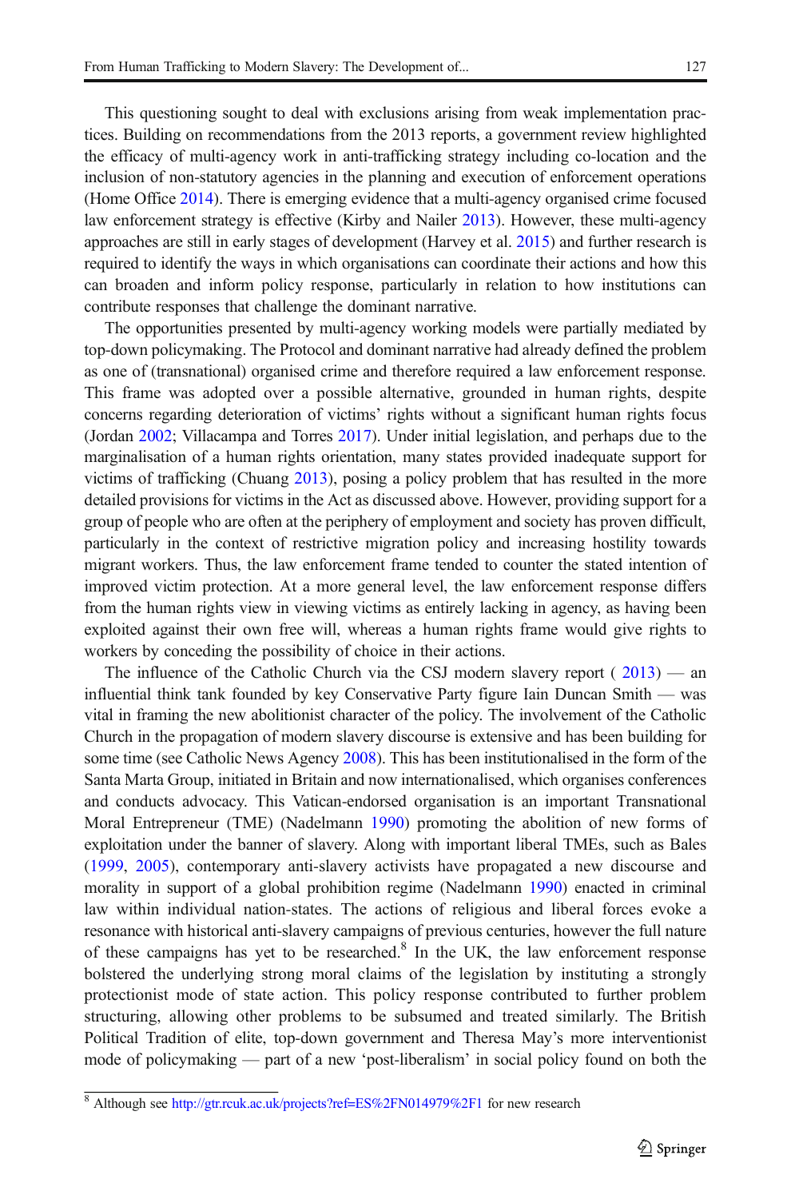This questioning sought to deal with exclusions arising from weak implementation practices. Building on recommendations from the 2013 reports, a government review highlighted the efficacy of multi-agency work in anti-trafficking strategy including co-location and the inclusion of non-statutory agencies in the planning and execution of enforcement operations (Home Office 2014). There is emerging evidence that a multi-agency organised crime focused law enforcement strategy is effective (Kirby and Nailer 2013). However, these multi-agency approaches are still in early stages of development (Harvey et al. 2015) and further research is required to identify the ways in which organisations can coordinate their actions and how this can broaden and inform policy response, particularly in relation to how institutions can contribute responses that challenge the dominant narrative.

The opportunities presented by multi-agency working models were partially mediated by top-down policymaking. The Protocol and dominant narrative had already defined the problem as one of (transnational) organised crime and therefore required a law enforcement response. This frame was adopted over a possible alternative, grounded in human rights, despite concerns regarding deterioration of victims' rights without a significant human rights focus (Jordan 2002; Villacampa and Torres 2017). Under initial legislation, and perhaps due to the marginalisation of a human rights orientation, many states provided inadequate support for victims of trafficking (Chuang 2013), posing a policy problem that has resulted in the more detailed provisions for victims in the Act as discussed above. However, providing support for a group of people who are often at the periphery of employment and society has proven difficult, particularly in the context of restrictive migration policy and increasing hostility towards migrant workers. Thus, the law enforcement frame tended to counter the stated intention of improved victim protection. At a more general level, the law enforcement response differs from the human rights view in viewing victims as entirely lacking in agency, as having been exploited against their own free will, whereas a human rights frame would give rights to workers by conceding the possibility of choice in their actions.

The influence of the Catholic Church via the CSJ modern slavery report ( 2013) — an influential think tank founded by key Conservative Party figure Iain Duncan Smith — was vital in framing the new abolitionist character of the policy. The involvement of the Catholic Church in the propagation of modern slavery discourse is extensive and has been building for some time (see Catholic News Agency 2008). This has been institutionalised in the form of the Santa Marta Group, initiated in Britain and now internationalised, which organises conferences and conducts advocacy. This Vatican-endorsed organisation is an important Transnational Moral Entrepreneur (TME) (Nadelmann 1990) promoting the abolition of new forms of exploitation under the banner of slavery. Along with important liberal TMEs, such as Bales (1999, 2005), contemporary anti-slavery activists have propagated a new discourse and morality in support of a global prohibition regime (Nadelmann 1990) enacted in criminal law within individual nation-states. The actions of religious and liberal forces evoke a resonance with historical anti-slavery campaigns of previous centuries, however the full nature of these campaigns has yet to be researched.[8] In the UK, the law enforcement response bolstered the underlying strong moral claims of the legislation by instituting a strongly protectionist mode of state action. This policy response contributed to further problem structuring, allowing other problems to be subsumed and treated similarly. The British Political Tradition of elite, top-down government and Theresa May's more interventionist mode of policymaking — part of a new 'post-liberalism' in social policy found on both the

[8] Although see http://gtr.rcuk.ac.uk/projects?ref=ES%2FN014979%2F1 for new research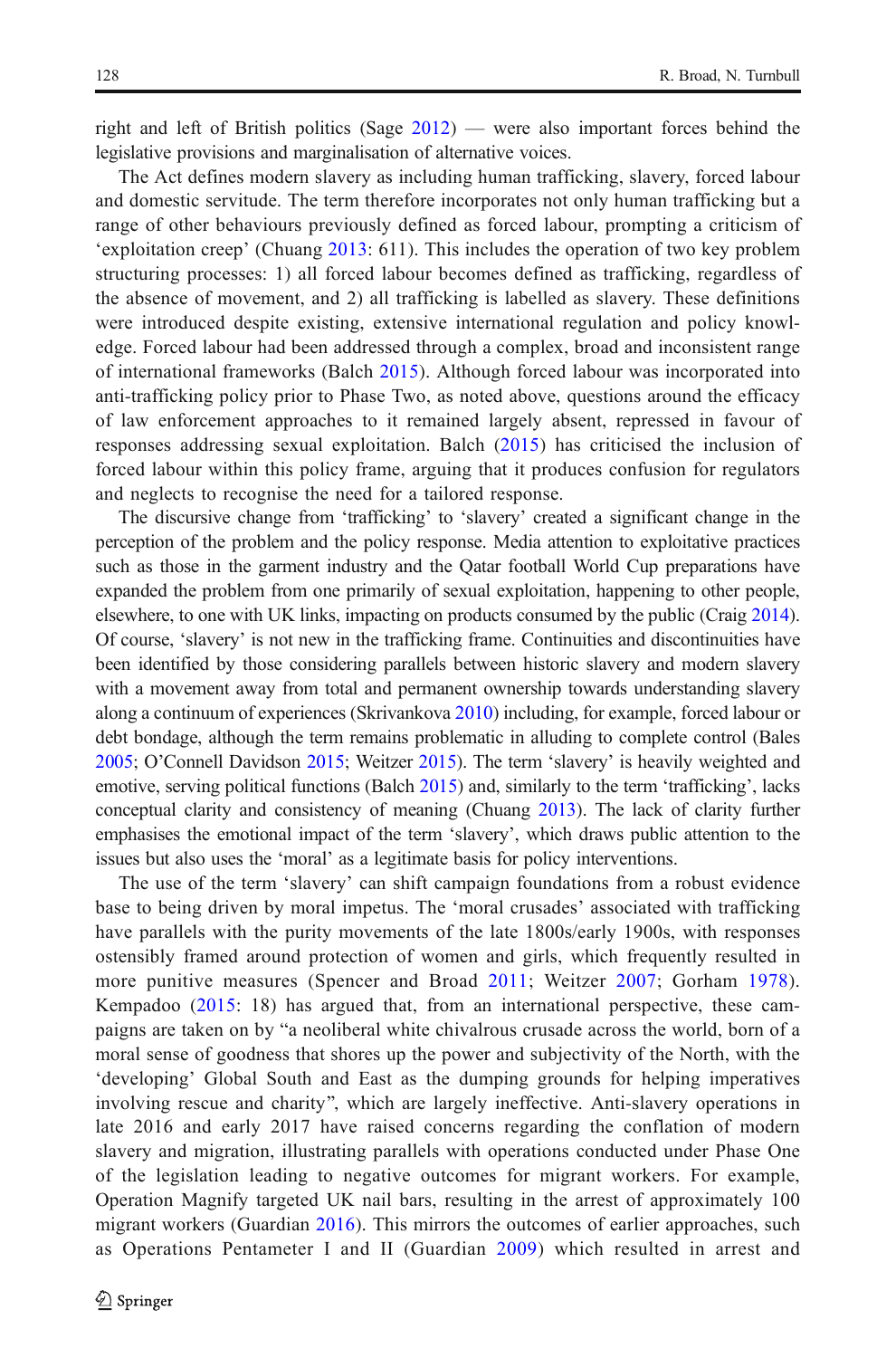right and left of British politics (Sage 2012) — were also important forces behind the legislative provisions and marginalisation of alternative voices.

The Act defines modern slavery as including human trafficking, slavery, forced labour and domestic servitude. The term therefore incorporates not only human trafficking but a range of other behaviours previously defined as forced labour, prompting a criticism of 'exploitation creep' (Chuang 2013: 611). This includes the operation of two key problem structuring processes: 1) all forced labour becomes defined as trafficking, regardless of the absence of movement, and 2) all trafficking is labelled as slavery. These definitions were introduced despite existing, extensive international regulation and policy knowledge. Forced labour had been addressed through a complex, broad and inconsistent range of international frameworks (Balch 2015). Although forced labour was incorporated into anti-trafficking policy prior to Phase Two, as noted above, questions around the efficacy of law enforcement approaches to it remained largely absent, repressed in favour of responses addressing sexual exploitation. Balch (2015) has criticised the inclusion of forced labour within this policy frame, arguing that it produces confusion for regulators and neglects to recognise the need for a tailored response.

The discursive change from 'trafficking' to 'slavery' created a significant change in the perception of the problem and the policy response. Media attention to exploitative practices such as those in the garment industry and the Qatar football World Cup preparations have expanded the problem from one primarily of sexual exploitation, happening to other people, elsewhere, to one with UK links, impacting on products consumed by the public (Craig 2014). Of course, 'slavery' is not new in the trafficking frame. Continuities and discontinuities have been identified by those considering parallels between historic slavery and modern slavery with a movement away from total and permanent ownership towards understanding slavery along a continuum of experiences (Skrivankova 2010) including, for example, forced labour or debt bondage, although the term remains problematic in alluding to complete control (Bales 2005; O'Connell Davidson 2015; Weitzer 2015). The term 'slavery' is heavily weighted and emotive, serving political functions (Balch 2015) and, similarly to the term 'trafficking', lacks conceptual clarity and consistency of meaning (Chuang 2013). The lack of clarity further emphasises the emotional impact of the term 'slavery', which draws public attention to the issues but also uses the 'moral' as a legitimate basis for policy interventions.

The use of the term 'slavery' can shift campaign foundations from a robust evidence base to being driven by moral impetus. The 'moral crusades' associated with trafficking have parallels with the purity movements of the late 1800s/early 1900s, with responses ostensibly framed around protection of women and girls, which frequently resulted in more punitive measures (Spencer and Broad 2011; Weitzer 2007; Gorham 1978). Kempadoo (2015: 18) has argued that, from an international perspective, these campaigns are taken on by "a neoliberal white chivalrous crusade across the world, born of a moral sense of goodness that shores up the power and subjectivity of the North, with the 'developing' Global South and East as the dumping grounds for helping imperatives involving rescue and charity", which are largely ineffective. Anti-slavery operations in late 2016 and early 2017 have raised concerns regarding the conflation of modern slavery and migration, illustrating parallels with operations conducted under Phase One of the legislation leading to negative outcomes for migrant workers. For example, Operation Magnify targeted UK nail bars, resulting in the arrest of approximately 100 migrant workers (Guardian 2016). This mirrors the outcomes of earlier approaches, such as Operations Pentameter I and II (Guardian 2009) which resulted in arrest and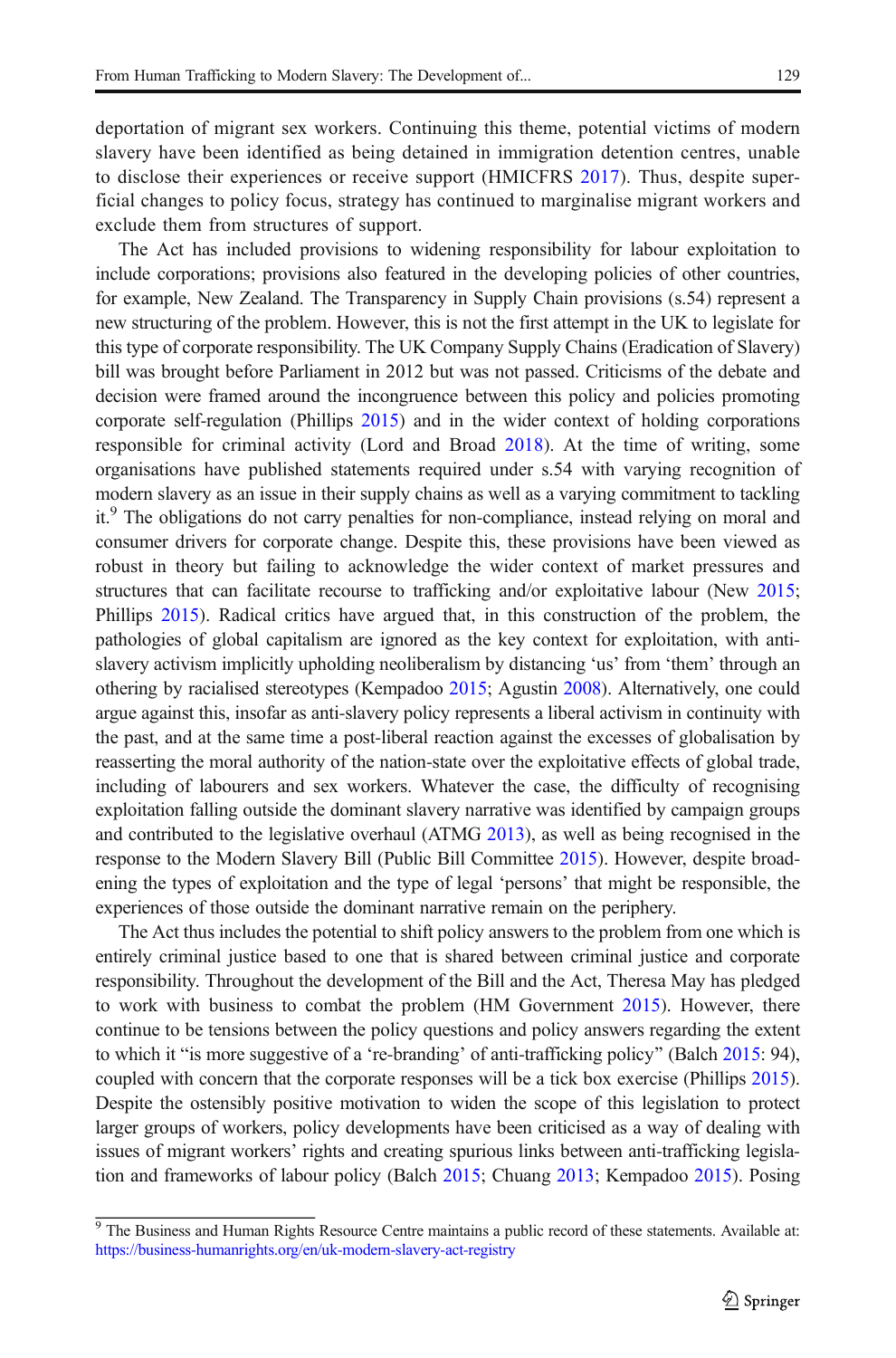deportation of migrant sex workers. Continuing this theme, potential victims of modern slavery have been identified as being detained in immigration detention centres, unable to disclose their experiences or receive support (HMICFRS 2017). Thus, despite superficial changes to policy focus, strategy has continued to marginalise migrant workers and exclude them from structures of support.

The Act has included provisions to widening responsibility for labour exploitation to include corporations; provisions also featured in the developing policies of other countries, for example, New Zealand. The Transparency in Supply Chain provisions (s.54) represent a new structuring of the problem. However, this is not the first attempt in the UK to legislate for this type of corporate responsibility. The UK Company Supply Chains (Eradication of Slavery) bill was brought before Parliament in 2012 but was not passed. Criticisms of the debate and decision were framed around the incongruence between this policy and policies promoting corporate self-regulation (Phillips 2015) and in the wider context of holding corporations responsible for criminal activity (Lord and Broad 2018). At the time of writing, some organisations have published statements required under s.54 with varying recognition of modern slavery as an issue in their supply chains as well as a varying commitment to tackling it.[9] The obligations do not carry penalties for non-compliance, instead relying on moral and consumer drivers for corporate change. Despite this, these provisions have been viewed as robust in theory but failing to acknowledge the wider context of market pressures and structures that can facilitate recourse to trafficking and/or exploitative labour (New 2015; Phillips 2015). Radical critics have argued that, in this construction of the problem, the pathologies of global capitalism are ignored as the key context for exploitation, with anti-slavery activism implicitly upholding neoliberalism by distancing 'us' from 'them' through an othering by racialised stereotypes (Kempadoo 2015; Agustin 2008). Alternatively, one could argue against this, insofar as anti-slavery policy represents a liberal activism in continuity with the past, and at the same time a post-liberal reaction against the excesses of globalisation by reasserting the moral authority of the nation-state over the exploitative effects of global trade, including of labourers and sex workers. Whatever the case, the difficulty of recognising exploitation falling outside the dominant slavery narrative was identified by campaign groups and contributed to the legislative overhaul (ATMG 2013), as well as being recognised in the response to the Modern Slavery Bill (Public Bill Committee 2015). However, despite broadening the types of exploitation and the type of legal 'persons' that might be responsible, the experiences of those outside the dominant narrative remain on the periphery.

The Act thus includes the potential to shift policy answers to the problem from one which is entirely criminal justice based to one that is shared between criminal justice and corporate responsibility. Throughout the development of the Bill and the Act, Theresa May has pledged to work with business to combat the problem (HM Government 2015). However, there continue to be tensions between the policy questions and policy answers regarding the extent to which it "is more suggestive of a 're-branding' of anti-trafficking policy" (Balch 2015: 94), coupled with concern that the corporate responses will be a tick box exercise (Phillips 2015). Despite the ostensibly positive motivation to widen the scope of this legislation to protect larger groups of workers, policy developments have been criticised as a way of dealing with issues of migrant workers' rights and creating spurious links between anti-trafficking legislation and frameworks of labour policy (Balch 2015; Chuang 2013; Kempadoo 2015). Posing

[9] The Business and Human Rights Resource Centre maintains a public record of these statements. Available at: https://business-humanrights.org/en/uk-modern-slavery-act-registry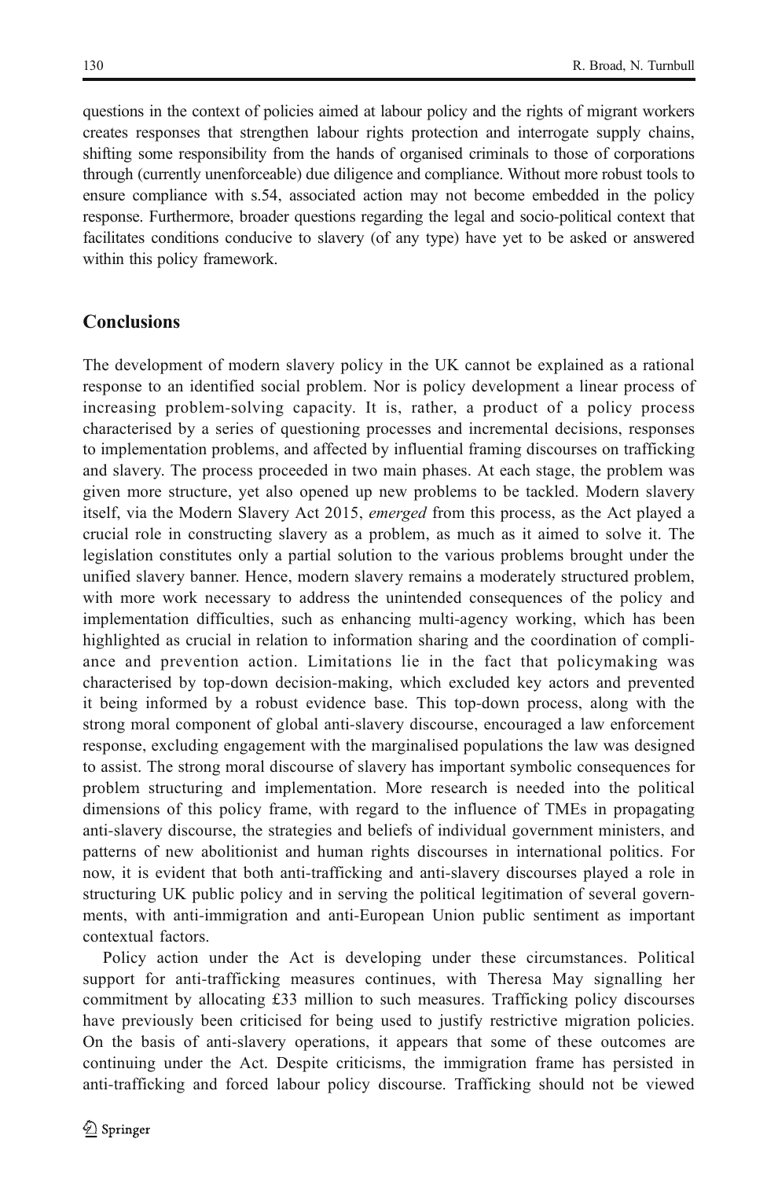questions in the context of policies aimed at labour policy and the rights of migrant workers creates responses that strengthen labour rights protection and interrogate supply chains, shifting some responsibility from the hands of organised criminals to those of corporations through (currently unenforceable) due diligence and compliance. Without more robust tools to ensure compliance with s.54, associated action may not become embedded in the policy response. Furthermore, broader questions regarding the legal and socio-political context that facilitates conditions conducive to slavery (of any type) have yet to be asked or answered within this policy framework.

## Conclusions

The development of modern slavery policy in the UK cannot be explained as a rational response to an identified social problem. Nor is policy development a linear process of increasing problem-solving capacity. It is, rather, a product of a policy process characterised by a series of questioning processes and incremental decisions, responses to implementation problems, and affected by influential framing discourses on trafficking and slavery. The process proceeded in two main phases. At each stage, the problem was given more structure, yet also opened up new problems to be tackled. Modern slavery itself, via the Modern Slavery Act 2015, *emerged* from this process, as the Act played a crucial role in constructing slavery as a problem, as much as it aimed to solve it. The legislation constitutes only a partial solution to the various problems brought under the unified slavery banner. Hence, modern slavery remains a moderately structured problem, with more work necessary to address the unintended consequences of the policy and implementation difficulties, such as enhancing multi-agency working, which has been highlighted as crucial in relation to information sharing and the coordination of compliance and prevention action. Limitations lie in the fact that policymaking was characterised by top-down decision-making, which excluded key actors and prevented it being informed by a robust evidence base. This top-down process, along with the strong moral component of global anti-slavery discourse, encouraged a law enforcement response, excluding engagement with the marginalised populations the law was designed to assist. The strong moral discourse of slavery has important symbolic consequences for problem structuring and implementation. More research is needed into the political dimensions of this policy frame, with regard to the influence of TMEs in propagating anti-slavery discourse, the strategies and beliefs of individual government ministers, and patterns of new abolitionist and human rights discourses in international politics. For now, it is evident that both anti-trafficking and anti-slavery discourses played a role in structuring UK public policy and in serving the political legitimation of several governments, with anti-immigration and anti-European Union public sentiment as important contextual factors.

Policy action under the Act is developing under these circumstances. Political support for anti-trafficking measures continues, with Theresa May signalling her commitment by allocating £33 million to such measures. Trafficking policy discourses have previously been criticised for being used to justify restrictive migration policies. On the basis of anti-slavery operations, it appears that some of these outcomes are continuing under the Act. Despite criticisms, the immigration frame has persisted in anti-trafficking and forced labour policy discourse. Trafficking should not be viewed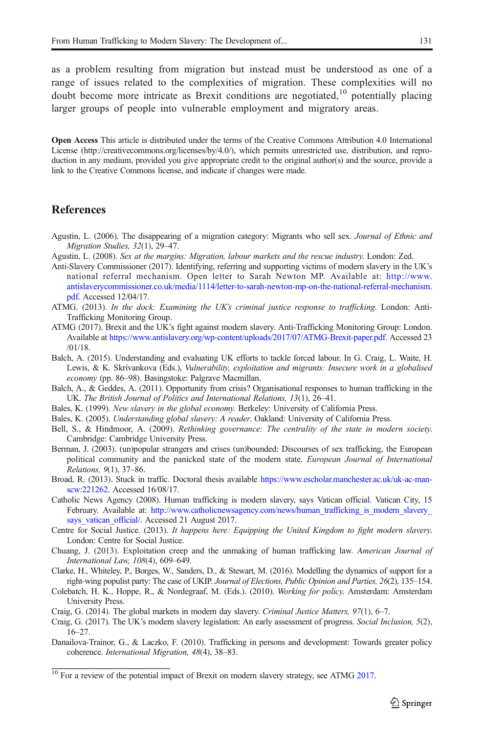as a problem resulting from migration but instead must be understood as one of a range of issues related to the complexities of migration. These complexities will no doubt become more intricate as Brexit conditions are negotiated,[10] potentially placing larger groups of people into vulnerable employment and migratory areas.

**Open Access** This article is distributed under the terms of the Creative Commons Attribution 4.0 International License (http://creativecommons.org/licenses/by/4.0/), which permits unrestricted use, distribution, and reproduction in any medium, provided you give appropriate credit to the original author(s) and the source, provide a link to the Creative Commons license, and indicate if changes were made.

## References

Agustin, L. (2006). The disappearing of a migration category: Migrants who sell sex. *Journal of Ethnic and Migration Studies, 32*(1), 29–47.

Agustin, L. (2008). *Sex at the margins: Migration, labour markets and the rescue industry*. London: Zed.

Anti-Slavery Commissioner (2017). Identifying, referring and supporting victims of modern slavery in the UK's national referral mechanism. Open letter to Sarah Newton MP. Available at: http://www.antislaverycommissioner.co.uk/media/1114/letter-to-sarah-newton-mp-on-the-national-referral-mechanism.pdf. Accessed 12/04/17.

ATMG. (2013). *In the dock: Examining the UK's criminal justice response to trafficking*. London: Anti-Trafficking Monitoring Group.

ATMG (2017). Brexit and the UK's fight against modern slavery. Anti-Trafficking Monitoring Group: London. Available at https://www.antislavery.org/wp-content/uploads/2017/07/ATMG-Brexit-paper.pdf. Accessed 23/01/18.

Balch, A. (2015). Understanding and evaluating UK efforts to tackle forced labour. In G. Craig, L. Waite, H. Lewis, & K. Skrivankova (Eds.), *Vulnerability, exploitation and migrants: Insecure work in a globalised economy* (pp. 86–98). Basingstoke: Palgrave Macmillan.

Balch, A., & Geddes, A. (2011). Opportunity from crisis? Organisational responses to human trafficking in the UK. *The British Journal of Politics and International Relations, 13*(1), 26–41.

Bales, K. (1999). *New slavery in the global economy*. Berkeley: University of California Press.

Bales, K. (2005). *Understanding global slavery: A reader*. Oakland: University of California Press.

Bell, S., & Hindmoor, A. (2009). *Rethinking governance: The centrality of the state in modern society*. Cambridge: Cambridge University Press.

Berman, J. (2003). (un)popular strangers and crises (un)bounded: Discourses of sex trafficking, the European political community and the panicked state of the modern state. *European Journal of International Relations, 9*(1), 37–86.

Broad, R. (2013). Stuck in traffic. Doctoral thesis available https://www.escholar.manchester.ac.uk/uk-ac-man-scw:221262. Accessed 16/08/17.

Catholic News Agency (2008). Human trafficking is modern slavery, says Vatican official. Vatican City, 15 February. Available at: http://www.catholicnewsagency.com/news/human_trafficking_is_modern_slavery_says_vatican_official/. Accessed 21 August 2017.

Centre for Social Justice. (2013). *It happens here: Equipping the United Kingdom to fight modern slavery*. London: Centre for Social Justice.

Chuang, J. (2013). Exploitation creep and the unmaking of human trafficking law. *American Journal of International Law, 108*(4), 609–649.

Clarke, H., Whiteley, P., Borges, W., Sanders, D., & Stewart, M. (2016). Modelling the dynamics of support for a right-wing populist party: The case of UKIP. *Journal of Elections, Public Opinion and Parties, 26*(2), 135–154.

Colebatch, H. K., Hoppe, R., & Nordegraaf, M. (Eds.). (2010). *Working for policy*. Amsterdam: Amsterdam University Press.

Craig, G. (2014). The global markets in modern day slavery. *Criminal Justice Matters, 97*(1), 6–7.

Craig, G. (2017). The UK's modern slavery legislation: An early assessment of progress. *Social Inclusion, 5*(2), 16–27.

Danailova-Trainor, G., & Laczko, F. (2010). Trafficking in persons and development: Towards greater policy coherence. *International Migration, 48*(4), 38–83.

[10] For a review of the potential impact of Brexit on modern slavery strategy, see ATMG 2017.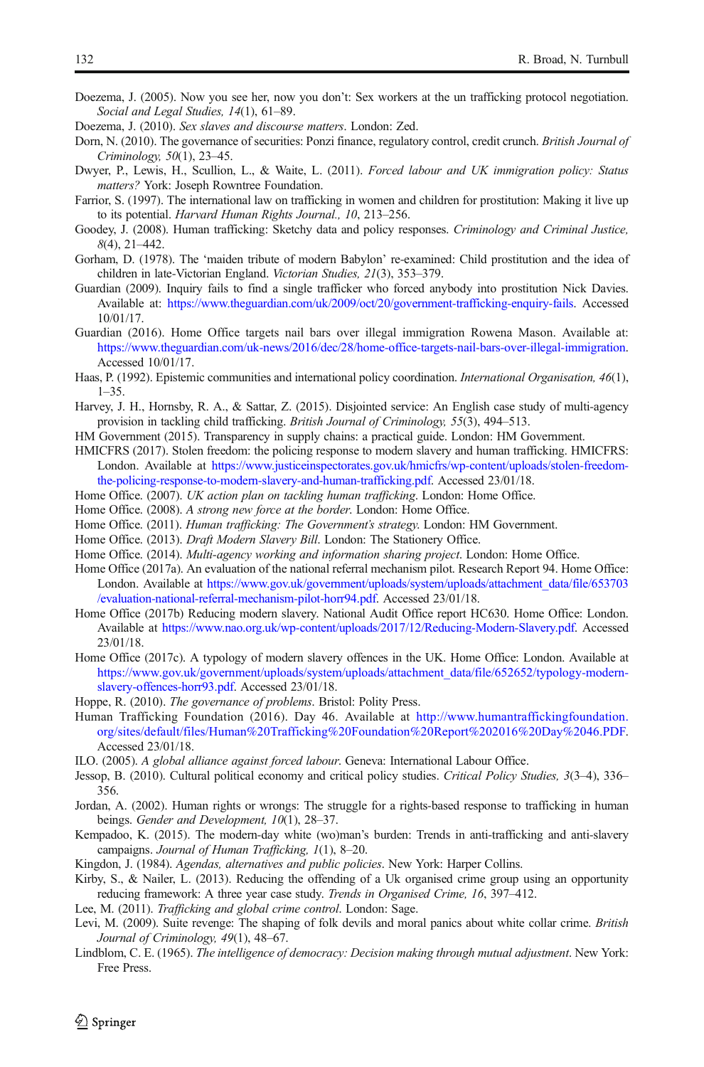Doezema, J. (2005). Now you see her, now you don't: Sex workers at the un trafficking protocol negotiation. *Social and Legal Studies, 14*(1), 61–89.

Doezema, J. (2010). *Sex slaves and discourse matters*. London: Zed.

Dorn, N. (2010). The governance of securities: Ponzi finance, regulatory control, credit crunch. *British Journal of Criminology, 50*(1), 23–45.

Dwyer, P., Lewis, H., Scullion, L., & Waite, L. (2011). *Forced labour and UK immigration policy: Status matters?* York: Joseph Rowntree Foundation.

Farrior, S. (1997). The international law on trafficking in women and children for prostitution: Making it live up to its potential. *Harvard Human Rights Journal., 10*, 213–256.

Goodey, J. (2008). Human trafficking: Sketchy data and policy responses. *Criminology and Criminal Justice, 8*(4), 21–442.

Gorham, D. (1978). The 'maiden tribute of modern Babylon' re-examined: Child prostitution and the idea of children in late-Victorian England. *Victorian Studies, 21*(3), 353–379.

Guardian (2009). Inquiry fails to find a single trafficker who forced anybody into prostitution Nick Davies. Available at: https://www.theguardian.com/uk/2009/oct/20/government-trafficking-enquiry-fails. Accessed 10/01/17.

Guardian (2016). Home Office targets nail bars over illegal immigration Rowena Mason. Available at: https://www.theguardian.com/uk-news/2016/dec/28/home-office-targets-nail-bars-over-illegal-immigration. Accessed 10/01/17.

Haas, P. (1992). Epistemic communities and international policy coordination. *International Organisation, 46*(1), 1–35.

Harvey, J. H., Hornsby, R. A., & Sattar, Z. (2015). Disjointed service: An English case study of multi-agency provision in tackling child trafficking. *British Journal of Criminology, 55*(3), 494–513.

HM Government (2015). Transparency in supply chains: a practical guide. London: HM Government.

HMICFRS (2017). Stolen freedom: the policing response to modern slavery and human trafficking. HMICFRS: London. Available at https://www.justiceinspectorates.gov.uk/hmicfrs/wp-content/uploads/stolen-freedom-the-policing-response-to-modern-slavery-and-human-trafficking.pdf. Accessed 23/01/18.

Home Office. (2007). *UK action plan on tackling human trafficking*. London: Home Office.

Home Office. (2008). *A strong new force at the border*. London: Home Office.

Home Office. (2011). *Human trafficking: The Government's strategy*. London: HM Government.

Home Office. (2013). *Draft Modern Slavery Bill*. London: The Stationery Office.

Home Office. (2014). *Multi-agency working and information sharing project*. London: Home Office.

Home Office (2017a). An evaluation of the national referral mechanism pilot. Research Report 94. Home Office: London. Available at https://www.gov.uk/government/uploads/system/uploads/attachment_data/file/653703/evaluation-national-referral-mechanism-pilot-horr94.pdf. Accessed 23/01/18.

Home Office (2017b) Reducing modern slavery. National Audit Office report HC630. Home Office: London. Available at https://www.nao.org.uk/wp-content/uploads/2017/12/Reducing-Modern-Slavery.pdf. Accessed 23/01/18.

Home Office (2017c). A typology of modern slavery offences in the UK. Home Office: London. Available at https://www.gov.uk/government/uploads/system/uploads/attachment_data/file/652652/typology-modern-slavery-offences-horr93.pdf. Accessed 23/01/18.

Hoppe, R. (2010). *The governance of problems*. Bristol: Polity Press.

Human Trafficking Foundation (2016). Day 46. Available at http://www.humantraffickingfoundation.org/sites/default/files/Human%20Trafficking%20Foundation%20Report%202016%20Day%2046.PDF. Accessed 23/01/18.

ILO. (2005). *A global alliance against forced labour*. Geneva: International Labour Office.

Jessop, B. (2010). Cultural political economy and critical policy studies. *Critical Policy Studies, 3*(3–4), 336–356.

Jordan, A. (2002). Human rights or wrongs: The struggle for a rights-based response to trafficking in human beings. *Gender and Development, 10*(1), 28–37.

Kempadoo, K. (2015). The modern-day white (wo)man's burden: Trends in anti-trafficking and anti-slavery campaigns. *Journal of Human Trafficking, 1*(1), 8–20.

Kingdon, J. (1984). *Agendas, alternatives and public policies*. New York: Harper Collins.

Kirby, S., & Nailer, L. (2013). Reducing the offending of a Uk organised crime group using an opportunity reducing framework: A three year case study. *Trends in Organised Crime, 16*, 397–412.

Lee, M. (2011). *Trafficking and global crime control*. London: Sage.

Levi, M. (2009). Suite revenge: The shaping of folk devils and moral panics about white collar crime. *British Journal of Criminology, 49*(1), 48–67.

Lindblom, C. E. (1965). *The intelligence of democracy: Decision making through mutual adjustment*. New York: Free Press.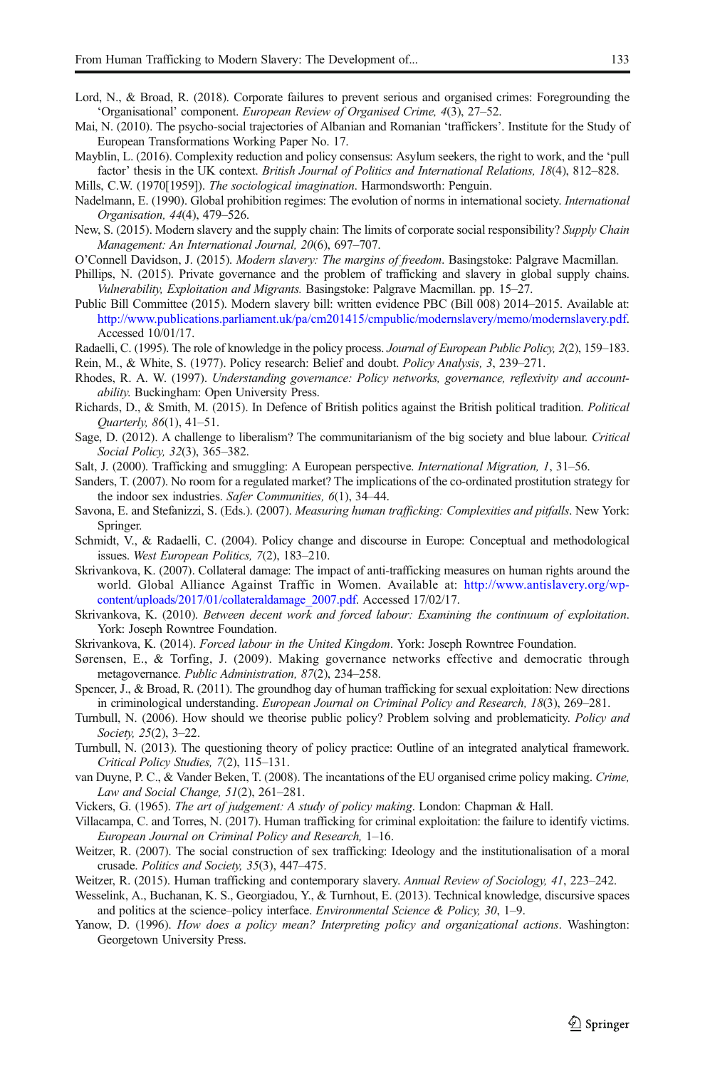Lord, N., & Broad, R. (2018). Corporate failures to prevent serious and organised crimes: Foregrounding the 'Organisational' component. *European Review of Organised Crime, 4*(3), 27–52.

Mai, N. (2010). The psycho-social trajectories of Albanian and Romanian 'traffickers'. Institute for the Study of European Transformations Working Paper No. 17.

Mayblin, L. (2016). Complexity reduction and policy consensus: Asylum seekers, the right to work, and the 'pull factor' thesis in the UK context. *British Journal of Politics and International Relations, 18*(4), 812–828.

Mills, C.W. (1970[1959]). *The sociological imagination*. Harmondsworth: Penguin.

Nadelmann, E. (1990). Global prohibition regimes: The evolution of norms in international society. *International Organisation, 44*(4), 479–526.

New, S. (2015). Modern slavery and the supply chain: The limits of corporate social responsibility? *Supply Chain Management: An International Journal, 20*(6), 697–707.

O'Connell Davidson, J. (2015). *Modern slavery: The margins of freedom*. Basingstoke: Palgrave Macmillan.

Phillips, N. (2015). Private governance and the problem of trafficking and slavery in global supply chains. *Vulnerability, Exploitation and Migrants.* Basingstoke: Palgrave Macmillan. pp. 15–27.

Public Bill Committee (2015). Modern slavery bill: written evidence PBC (Bill 008) 2014–2015. Available at: http://www.publications.parliament.uk/pa/cm201415/cmpublic/modernslavery/memo/modernslavery.pdf. Accessed 10/01/17.

Radaelli, C. (1995). The role of knowledge in the policy process. *Journal of European Public Policy, 2*(2), 159–183.

Rein, M., & White, S. (1977). Policy research: Belief and doubt. *Policy Analysis, 3*, 239–271.

Rhodes, R. A. W. (1997). *Understanding governance: Policy networks, governance, reflexivity and accountability.* Buckingham: Open University Press.

Richards, D., & Smith, M. (2015). In Defence of British politics against the British political tradition. *Political Quarterly, 86*(1), 41–51.

Sage, D. (2012). A challenge to liberalism? The communitarianism of the big society and blue labour. *Critical Social Policy, 32*(3), 365–382.

Salt, J. (2000). Trafficking and smuggling: A European perspective. *International Migration, 1*, 31–56.

Sanders, T. (2007). No room for a regulated market? The implications of the co-ordinated prostitution strategy for the indoor sex industries. *Safer Communities, 6*(1), 34–44.

Savona, E. and Stefanizzi, S. (Eds.). (2007). *Measuring human trafficking: Complexities and pitfalls*. New York: Springer.

Schmidt, V., & Radaelli, C. (2004). Policy change and discourse in Europe: Conceptual and methodological issues. *West European Politics, 7*(2), 183–210.

Skrivankova, K. (2007). Collateral damage: The impact of anti-trafficking measures on human rights around the world. Global Alliance Against Traffic in Women. Available at: http://www.antislavery.org/wp-content/uploads/2017/01/collateraldamage_2007.pdf. Accessed 17/02/17.

Skrivankova, K. (2010). *Between decent work and forced labour: Examining the continuum of exploitation*. York: Joseph Rowntree Foundation.

Skrivankova, K. (2014). *Forced labour in the United Kingdom*. York: Joseph Rowntree Foundation.

Sørensen, E., & Torfing, J. (2009). Making governance networks effective and democratic through metagovernance. *Public Administration, 87*(2), 234–258.

Spencer, J., & Broad, R. (2011). The groundhog day of human trafficking for sexual exploitation: New directions in criminological understanding. *European Journal on Criminal Policy and Research, 18*(3), 269–281.

Turnbull, N. (2006). How should we theorise public policy? Problem solving and problematicity. *Policy and Society, 25*(2), 3–22.

Turnbull, N. (2013). The questioning theory of policy practice: Outline of an integrated analytical framework. *Critical Policy Studies, 7*(2), 115–131.

van Duyne, P. C., & Vander Beken, T. (2008). The incantations of the EU organised crime policy making. *Crime, Law and Social Change, 51*(2), 261–281.

Vickers, G. (1965). *The art of judgement: A study of policy making*. London: Chapman & Hall.

Villacampa, C. and Torres, N. (2017). Human trafficking for criminal exploitation: the failure to identify victims. *European Journal on Criminal Policy and Research,* 1–16.

Weitzer, R. (2007). The social construction of sex trafficking: Ideology and the institutionalisation of a moral crusade. *Politics and Society, 35*(3), 447–475.

Weitzer, R. (2015). Human trafficking and contemporary slavery. *Annual Review of Sociology, 41*, 223–242.

Wesselink, A., Buchanan, K. S., Georgiadou, Y., & Turnhout, E. (2013). Technical knowledge, discursive spaces and politics at the science–policy interface. *Environmental Science & Policy, 30*, 1–9.

Yanow, D. (1996). *How does a policy mean? Interpreting policy and organizational actions*. Washington: Georgetown University Press.